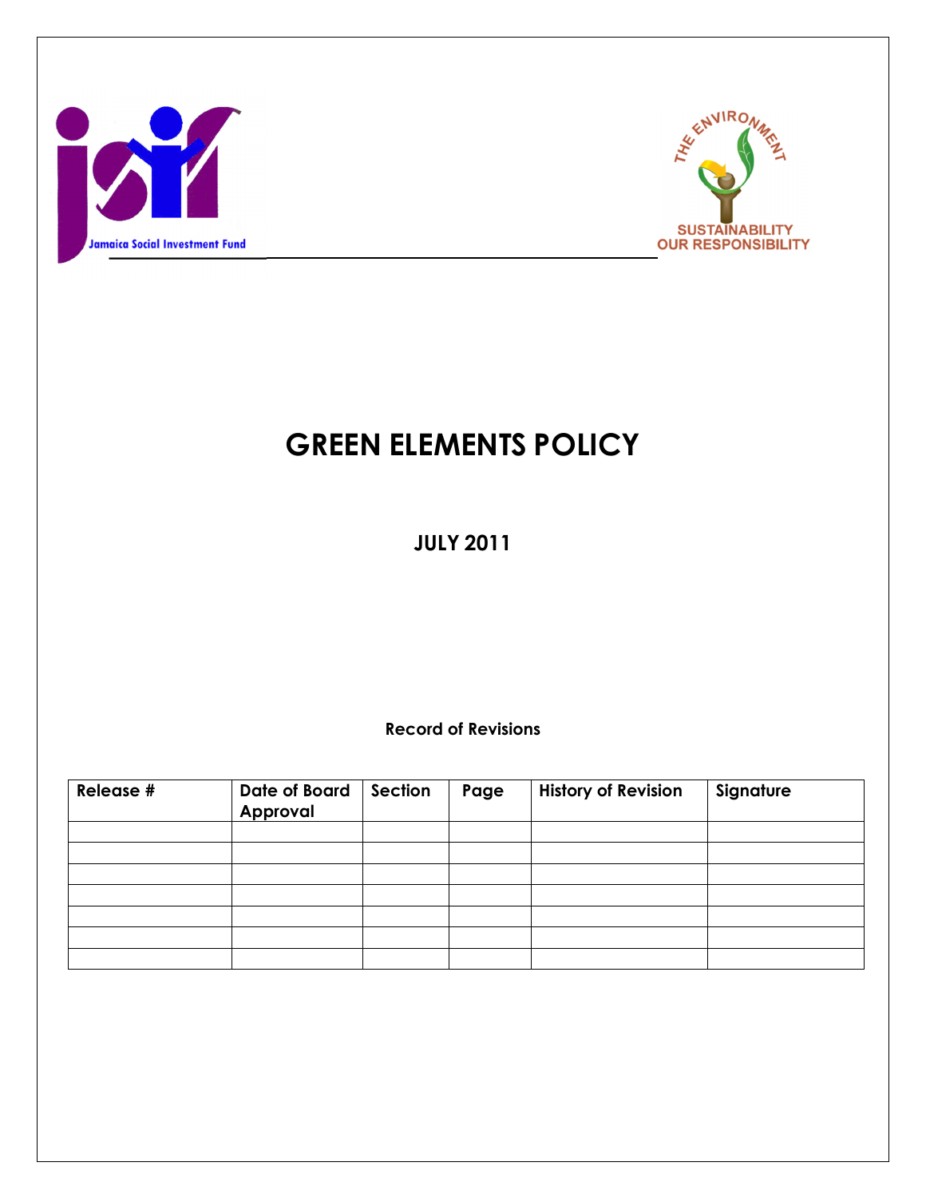Jamaica Social Investment Fund

THE ENVIRONMENT
SUSTAINABILITY
OUR RESPONSIBILITY

# GREEN ELEMENTS POLICY

**JULY 2011**

**Record of Revisions**

| Release # | Date of Board Approval | Section | Page | History of Revision | Signature |
|---|---|---|---|---|---|
| | | | | | |
| | | | | | |
| | | | | | |
| | | | | | |
| | | | | | |
| | | | | | |
| | | | | | |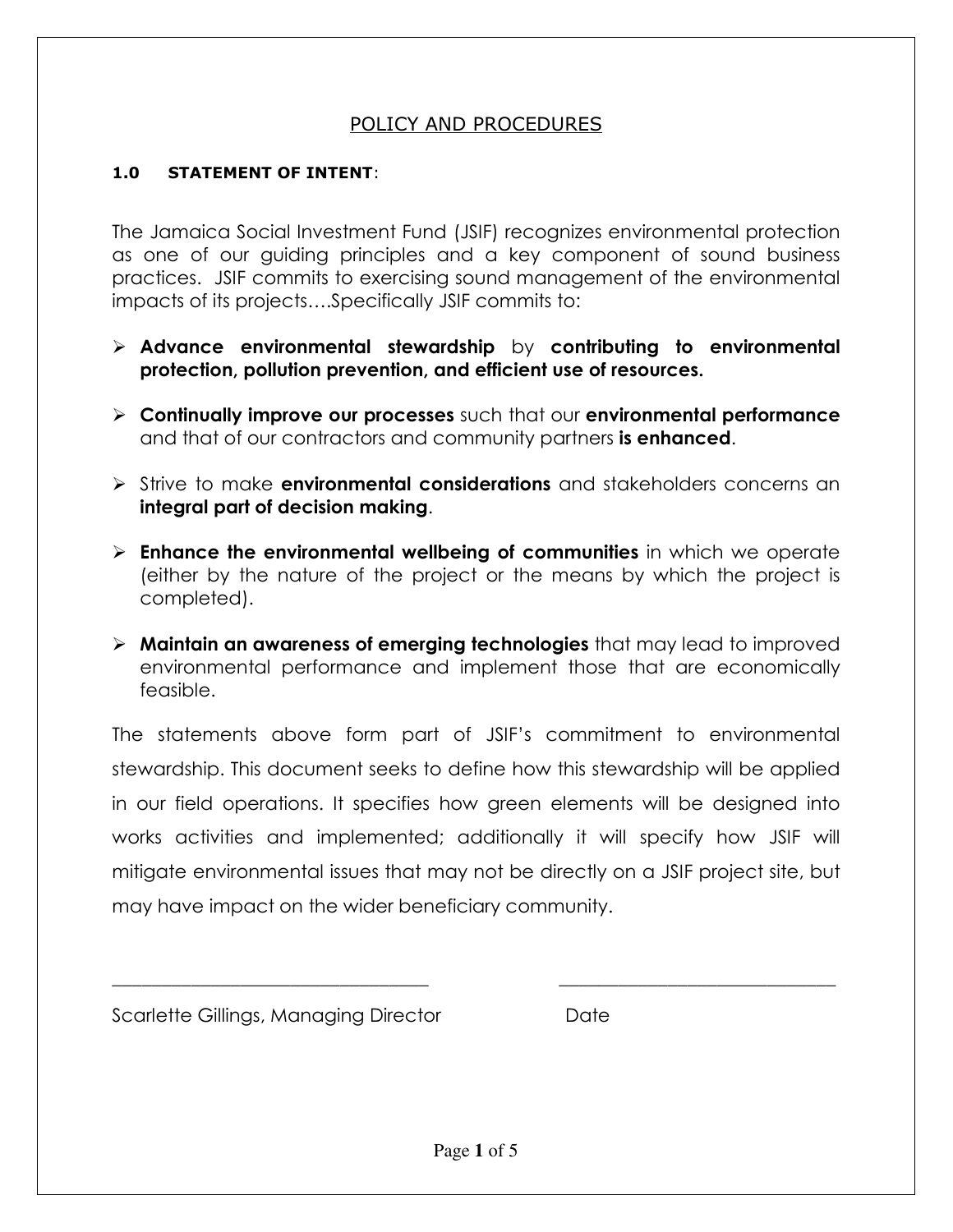## POLICY AND PROCEDURES

### 1.0 STATEMENT OF INTENT:

The Jamaica Social Investment Fund (JSIF) recognizes environmental protection as one of our guiding principles and a key component of sound business practices. JSIF commits to exercising sound management of the environmental impacts of its projects….Specifically JSIF commits to:

- **Advance environmental stewardship** by **contributing to environmental protection, pollution prevention, and efficient use of resources.**
- **Continually improve our processes** such that our **environmental performance** and that of our contractors and community partners **is enhanced**.
- Strive to make **environmental considerations** and stakeholders concerns an **integral part of decision making**.
- **Enhance the environmental wellbeing of communities** in which we operate (either by the nature of the project or the means by which the project is completed).
- **Maintain an awareness of emerging technologies** that may lead to improved environmental performance and implement those that are economically feasible.

The statements above form part of JSIF's commitment to environmental stewardship. This document seeks to define how this stewardship will be applied in our field operations. It specifies how green elements will be designed into works activities and implemented; additionally it will specify how JSIF will mitigate environmental issues that may not be directly on a JSIF project site, but may have impact on the wider beneficiary community.

\_\_\_\_\_\_\_\_\_\_\_\_\_\_\_\_\_\_\_\_\_\_\_\_\_\_\_\_\_\_ \_\_\_\_\_\_\_\_\_\_\_\_\_\_\_\_\_\_\_\_\_\_\_\_\_\_

Scarlette Gillings, Managing Director Date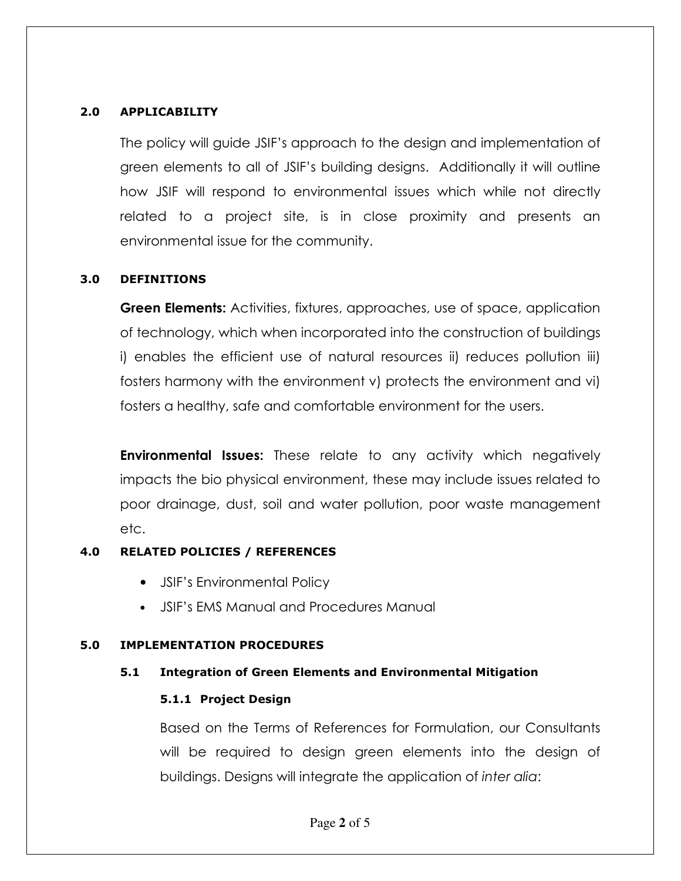## 2.0 APPLICABILITY

The policy will guide JSIF's approach to the design and implementation of green elements to all of JSIF's building designs. Additionally it will outline how JSIF will respond to environmental issues which while not directly related to a project site, is in close proximity and presents an environmental issue for the community.

## 3.0 DEFINITIONS

**Green Elements:** Activities, fixtures, approaches, use of space, application of technology, which when incorporated into the construction of buildings i) enables the efficient use of natural resources ii) reduces pollution iii) fosters harmony with the environment v) protects the environment and vi) fosters a healthy, safe and comfortable environment for the users.

**Environmental Issues:** These relate to any activity which negatively impacts the bio physical environment, these may include issues related to poor drainage, dust, soil and water pollution, poor waste management etc.

## 4.0 RELATED POLICIES / REFERENCES

- JSIF's Environmental Policy
- JSIF's EMS Manual and Procedures Manual

## 5.0 IMPLEMENTATION PROCEDURES

### 5.1 Integration of Green Elements and Environmental Mitigation

#### 5.1.1 Project Design

Based on the Terms of References for Formulation, our Consultants will be required to design green elements into the design of buildings. Designs will integrate the application of *inter alia*: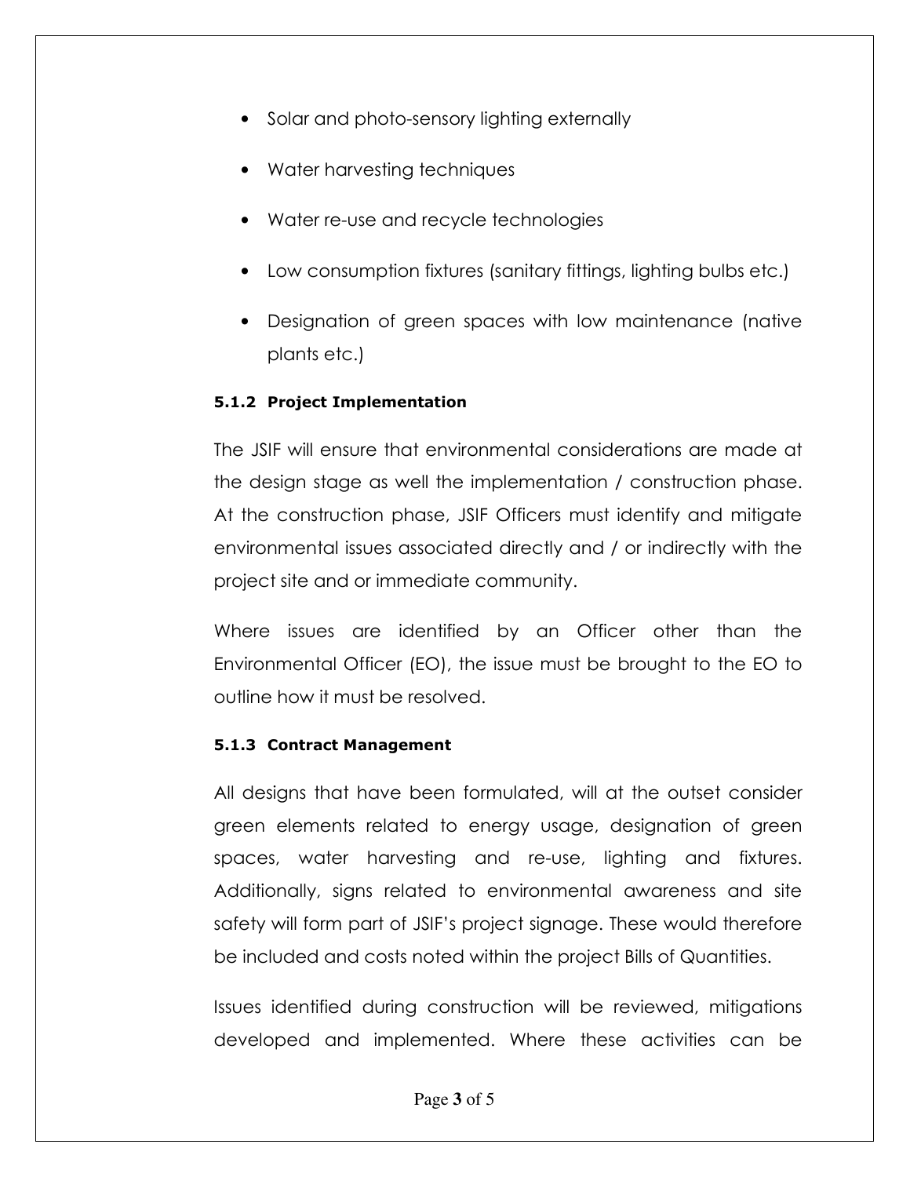- Solar and photo-sensory lighting externally
- Water harvesting techniques
- Water re-use and recycle technologies
- Low consumption fixtures (sanitary fittings, lighting bulbs etc.)
- Designation of green spaces with low maintenance (native plants etc.)

#### 5.1.2 Project Implementation

The JSIF will ensure that environmental considerations are made at the design stage as well the implementation / construction phase. At the construction phase, JSIF Officers must identify and mitigate environmental issues associated directly and / or indirectly with the project site and or immediate community.

Where issues are identified by an Officer other than the Environmental Officer (EO), the issue must be brought to the EO to outline how it must be resolved.

#### 5.1.3 Contract Management

All designs that have been formulated, will at the outset consider green elements related to energy usage, designation of green spaces, water harvesting and re-use, lighting and fixtures. Additionally, signs related to environmental awareness and site safety will form part of JSIF's project signage. These would therefore be included and costs noted within the project Bills of Quantities.

Issues identified during construction will be reviewed, mitigations developed and implemented. Where these activities can be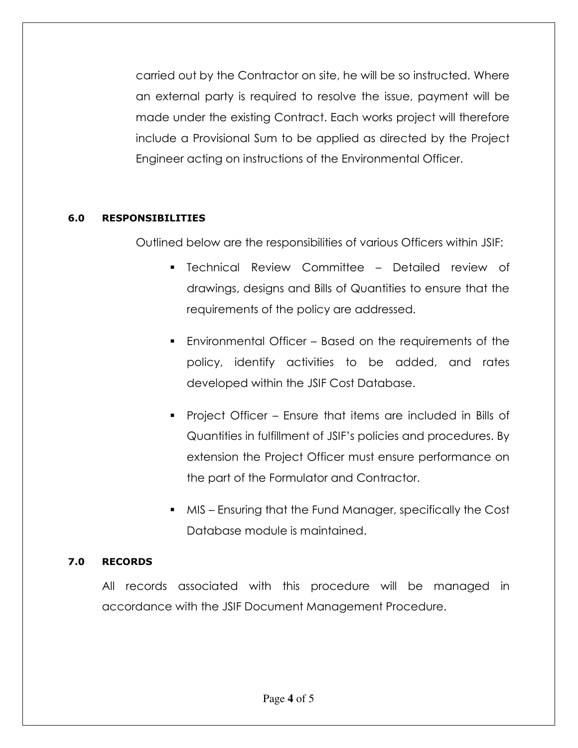carried out by the Contractor on site, he will be so instructed. Where an external party is required to resolve the issue, payment will be made under the existing Contract. Each works project will therefore include a Provisional Sum to be applied as directed by the Project Engineer acting on instructions of the Environmental Officer.

## 6.0 RESPONSIBILITIES

Outlined below are the responsibilities of various Officers within JSIF:

- Technical Review Committee – Detailed review of drawings, designs and Bills of Quantities to ensure that the requirements of the policy are addressed.
- Environmental Officer – Based on the requirements of the policy, identify activities to be added, and rates developed within the JSIF Cost Database.
- Project Officer – Ensure that items are included in Bills of Quantities in fulfillment of JSIF's policies and procedures. By extension the Project Officer must ensure performance on the part of the Formulator and Contractor.
- MIS – Ensuring that the Fund Manager, specifically the Cost Database module is maintained.

## 7.0 RECORDS

All records associated with this procedure will be managed in accordance with the JSIF Document Management Procedure.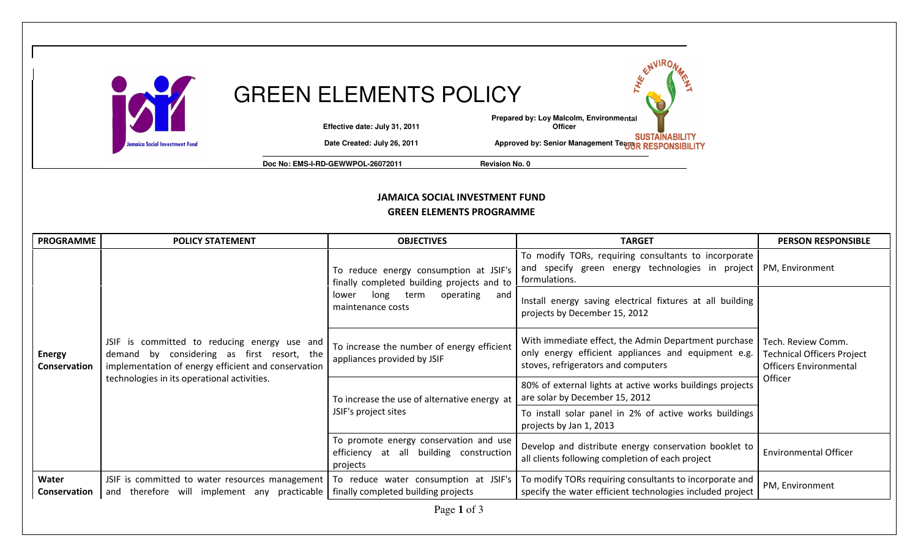# GREEN ELEMENTS POLICY

**Effective date: July 31, 2011**

**Date Created: July 26, 2011**

**Prepared by: Loy Malcolm, Environmental Officer**

**Approved by: Senior Management Team**

**Doc No: EMS-I-RD-GEWWPOL-26072011** **Revision No. 0**

## JAMAICA SOCIAL INVESTMENT FUND
## GREEN ELEMENTS PROGRAMME

| PROGRAMME | POLICY STATEMENT | OBJECTIVES | TARGET | PERSON RESPONSIBLE |
|---|---|---|---|---|
| **Energy Conservation** | JSIF is committed to reducing energy use and demand by considering as first resort, the implementation of energy efficient and conservation technologies in its operational activities. | To reduce energy consumption at JSIF's finally completed building projects and to lower long term operating and maintenance costs | To modify TORs, requiring consultants to incorporate and specify green energy technologies in project formulations. | PM, Environment |
| | | | Install energy saving electrical fixtures at all building projects by December 15, 2012 | Tech. Review Comm. Technical Officers Project Officers Environmental Officer |
| | | To increase the number of energy efficient appliances provided by JSIF | With immediate effect, the Admin Department purchase only energy efficient appliances and equipment e.g. stoves, refrigerators and computers | |
| | | To increase the use of alternative energy at JSIF's project sites | 80% of external lights at active works buildings projects are solar by December 15, 2012 | |
| | | | To install solar panel in 2% of active works buildings projects by Jan 1, 2013 | |
| | | To promote energy conservation and use efficiency at all building construction projects | Develop and distribute energy conservation booklet to all clients following completion of each project | Environmental Officer |
| **Water Conservation** | JSIF is committed to water resources management and therefore will implement any practicable | To reduce water consumption at JSIF's finally completed building projects | To modify TORs requiring consultants to incorporate and specify the water efficient technologies included project | PM, Environment |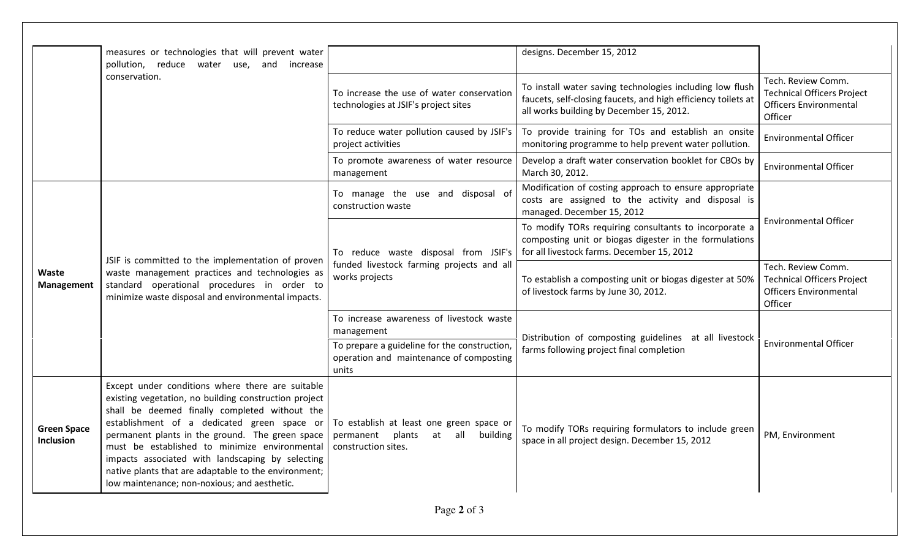|  |  |  |  |  |
|---|---|---|---|---|
|  | measures or technologies that will prevent water pollution, reduce water use, and increase conservation. |  | designs. December 15, 2012 |  |
|  |  | To increase the use of water conservation technologies at JSIF's project sites | To install water saving technologies including low flush faucets, self-closing faucets, and high efficiency toilets at all works building by December 15, 2012. | Tech. Review Comm. Technical Officers Project Officers Environmental Officer |
|  |  | To reduce water pollution caused by JSIF's project activities | To provide training for TOs and establish an onsite monitoring programme to help prevent water pollution. | Environmental Officer |
|  |  | To promote awareness of water resource management | Develop a draft water conservation booklet for CBOs by March 30, 2012. | Environmental Officer |
| **Waste Management** | JSIF is committed to the implementation of proven waste management practices and technologies as standard operational procedures in order to minimize waste disposal and environmental impacts. | To manage the use and disposal of construction waste | Modification of costing approach to ensure appropriate costs are assigned to the activity and disposal is managed. December 15, 2012 | Environmental Officer |
|  |  | To reduce waste disposal from JSIF's funded livestock farming projects and all works projects | To modify TORs requiring consultants to incorporate a composting unit or biogas digester in the formulations for all livestock farms. December 15, 2012 |  |
|  |  |  | To establish a composting unit or biogas digester at 50% of livestock farms by June 30, 2012. | Tech. Review Comm. Technical Officers Project Officers Environmental Officer |
|  |  | To increase awareness of livestock waste management | Distribution of composting guidelines at all livestock farms following project final completion | Environmental Officer |
|  |  | To prepare a guideline for the construction, operation and maintenance of composting units |  |  |
| **Green Space Inclusion** | Except under conditions where there are suitable existing vegetation, no building construction project shall be deemed finally completed without the establishment of a dedicated green space or permanent plants in the ground. The green space must be established to minimize environmental impacts associated with landscaping by selecting native plants that are adaptable to the environment; low maintenance; non-noxious; and aesthetic. | To establish at least one green space or permanent plants at all building construction sites. | To modify TORs requiring formulators to include green space in all project design. December 15, 2012 | PM, Environment |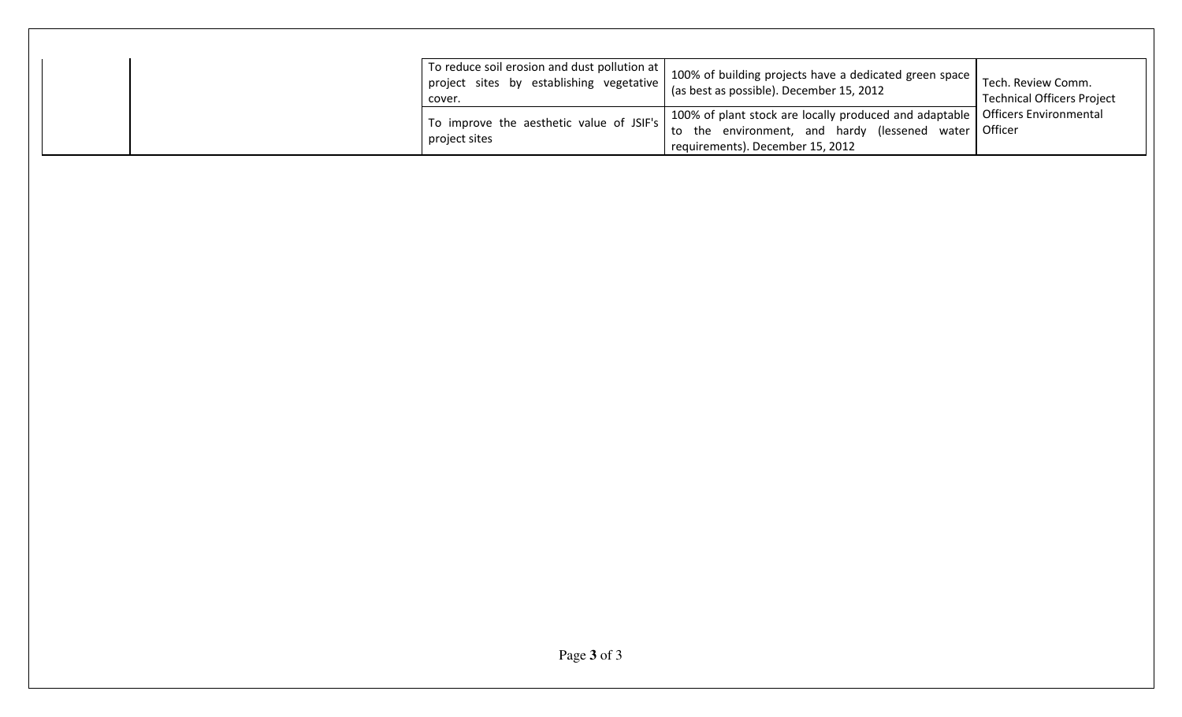| | | | | |
|---|---|---|---|---|
| | | To reduce soil erosion and dust pollution at project sites by establishing vegetative cover. | 100% of building projects have a dedicated green space (as best as possible). December 15, 2012 | Tech. Review Comm. Technical Officers Project Officers Environmental Officer |
| | | To improve the aesthetic value of JSIF's project sites | 100% of plant stock are locally produced and adaptable to the environment, and hardy (lessened water requirements). December 15, 2012 | |